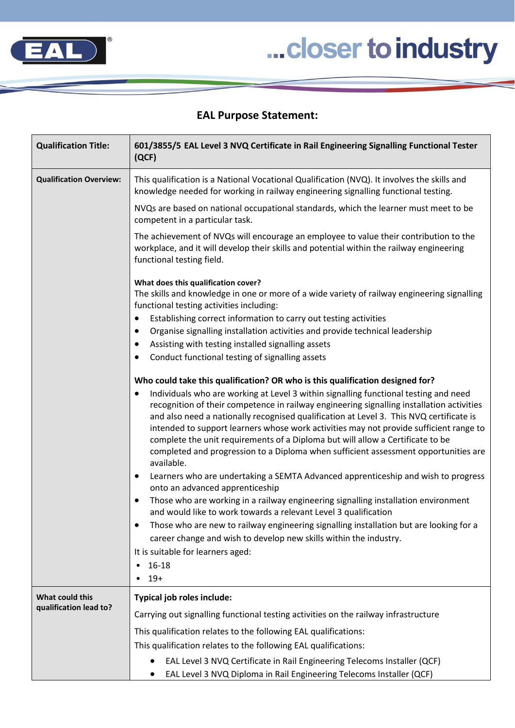EAL ...closer to industry

## EAL Purpose Statement:

| **Qualification Title:** | **601/3855/5 EAL Level 3 NVQ Certificate in Rail Engineering Signalling Functional Tester (QCF)** |
|---|---|
| **Qualification Overview:** | This qualification is a National Vocational Qualification (NVQ). It involves the skills and knowledge needed for working in railway engineering signalling functional testing.<br><br>NVQs are based on national occupational standards, which the learner must meet to be competent in a particular task.<br><br>The achievement of NVQs will encourage an employee to value their contribution to the workplace, and it will develop their skills and potential within the railway engineering functional testing field.<br><br>**What does this qualification cover?**<br>The skills and knowledge in one or more of a wide variety of railway engineering signalling functional testing activities including:<br>• Establishing correct information to carry out testing activities<br>• Organise signalling installation activities and provide technical leadership<br>• Assisting with testing installed signalling assets<br>• Conduct functional testing of signalling assets<br><br>**Who could take this qualification? OR who is this qualification designed for?**<br>• Individuals who are working at Level 3 within signalling functional testing and need recognition of their competence in railway engineering signalling installation activities and also need a nationally recognised qualification at Level 3. This NVQ certificate is intended to support learners whose work activities may not provide sufficient range to complete the unit requirements of a Diploma but will allow a Certificate to be completed and progression to a Diploma when sufficient assessment opportunities are available.<br>• Learners who are undertaking a SEMTA Advanced apprenticeship and wish to progress onto an advanced apprenticeship<br>• Those who are working in a railway engineering signalling installation environment and would like to work towards a relevant Level 3 qualification<br>• Those who are new to railway engineering signalling installation but are looking for a career change and wish to develop new skills within the industry.<br><br>It is suitable for learners aged:<br>• 16-18<br>• 19+ |
| **What could this qualification lead to?** | **Typical job roles include:**<br><br>Carrying out signalling functional testing activities on the railway infrastructure<br><br>This qualification relates to the following EAL qualifications:<br><br>This qualification relates to the following EAL qualifications:<br><br>• EAL Level 3 NVQ Certificate in Rail Engineering Telecoms Installer (QCF)<br>• EAL Level 3 NVQ Diploma in Rail Engineering Telecoms Installer (QCF) |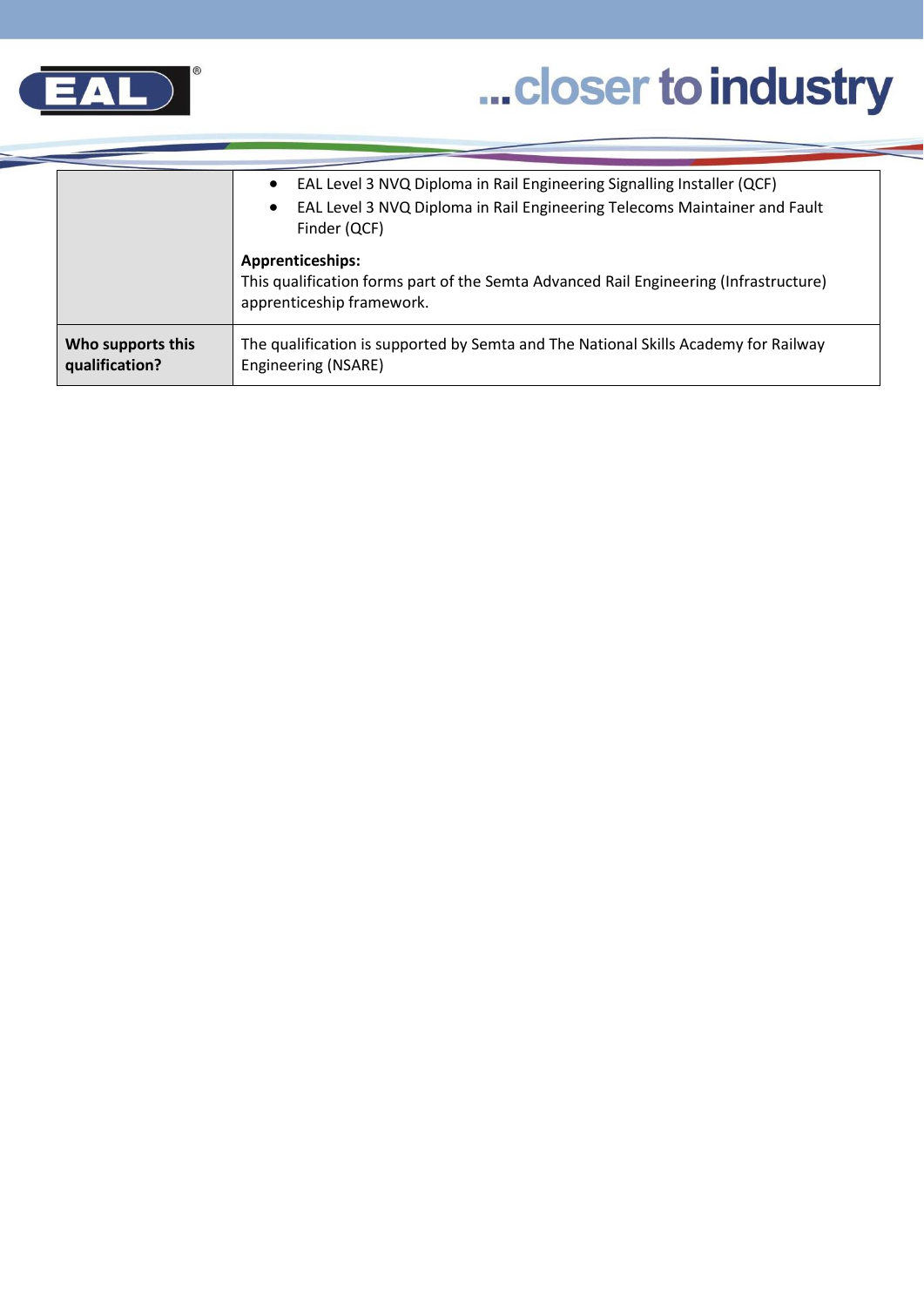| | |
|---|---|
| | • EAL Level 3 NVQ Diploma in Rail Engineering Signalling Installer (QCF)<br>• EAL Level 3 NVQ Diploma in Rail Engineering Telecoms Maintainer and Fault Finder (QCF)<br><br>**Apprenticeships:**<br>This qualification forms part of the Semta Advanced Rail Engineering (Infrastructure) apprenticeship framework. |
| **Who supports this qualification?** | The qualification is supported by Semta and The National Skills Academy for Railway Engineering (NSARE) |